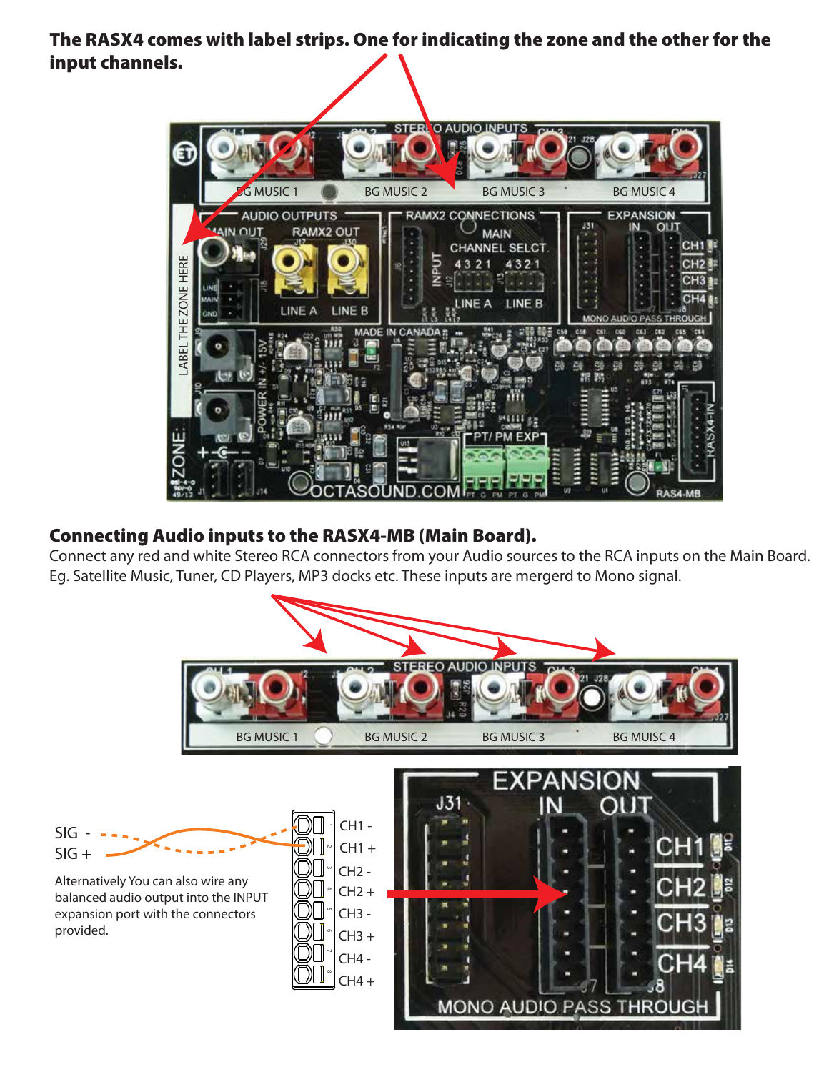**The RASX4 comes with label strips. One for indicating the zone and the other for the input channels.**

## Connecting Audio inputs to the RASX4-MB (Main Board).

Connect any red and white Stereo RCA connectors from your Audio sources to the RCA inputs on the Main Board. Eg. Satellite Music, Tuner, CD Players, MP3 docks etc. These inputs are mergerd to Mono signal.

Alternatively You can also wire any balanced audio output into the INPUT expansion port with the connectors provided.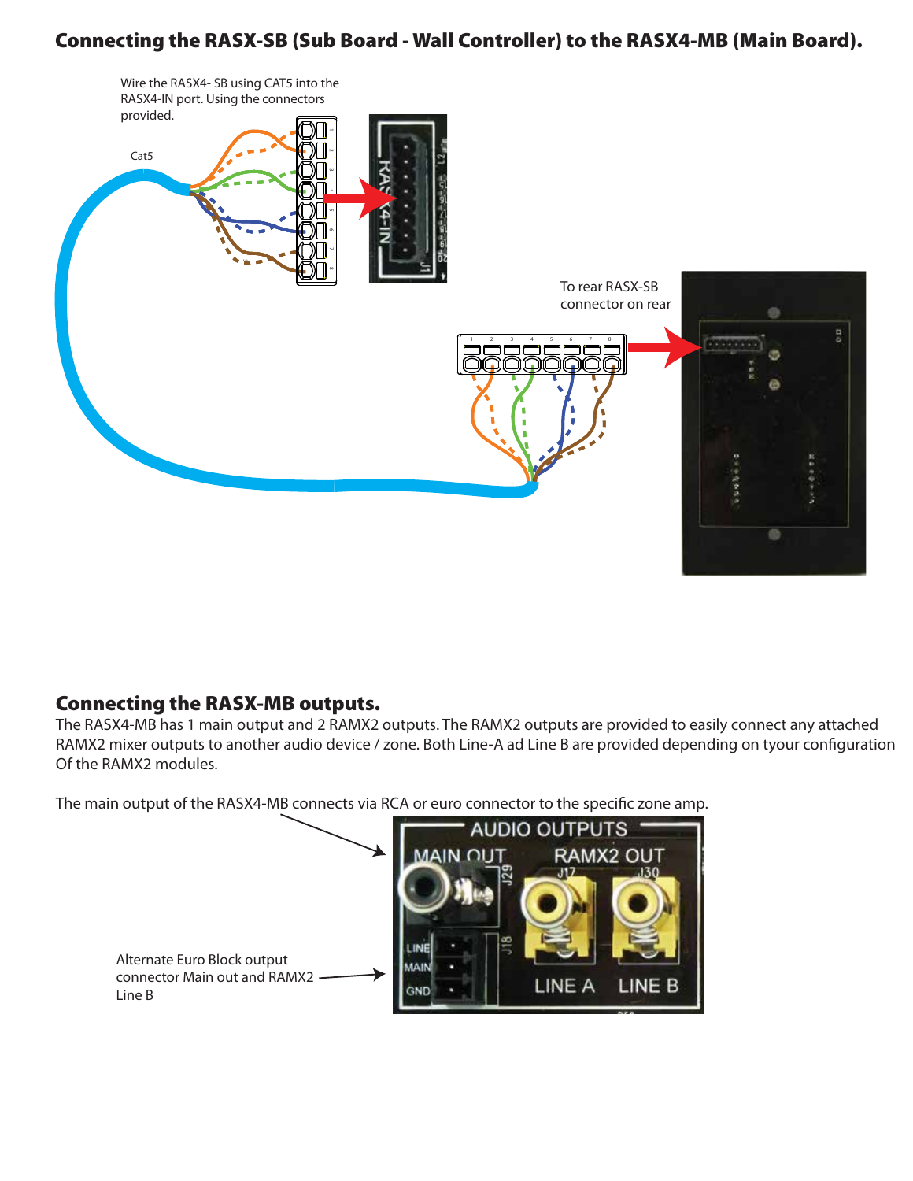## Connecting the RASX-SB (Sub Board - Wall Controller) to the RASX4-MB (Main Board).

Wire the RASX4- SB using CAT5 into the RASX4-IN port. Using the connectors provided.

Cat5

To rear RASX-SB connector on rear

## Connecting the RASX-MB outputs.

The RASX4-MB has 1 main output and 2 RAMX2 outputs. The RAMX2 outputs are provided to easily connect any attached RAMX2 mixer outputs to another audio device / zone. Both Line-A ad Line B are provided depending on tyour configuration Of the RAMX2 modules.

The main output of the RASX4-MB connects via RCA or euro connector to the specific zone amp.

Alternate Euro Block output connector Main out and RAMX2 Line B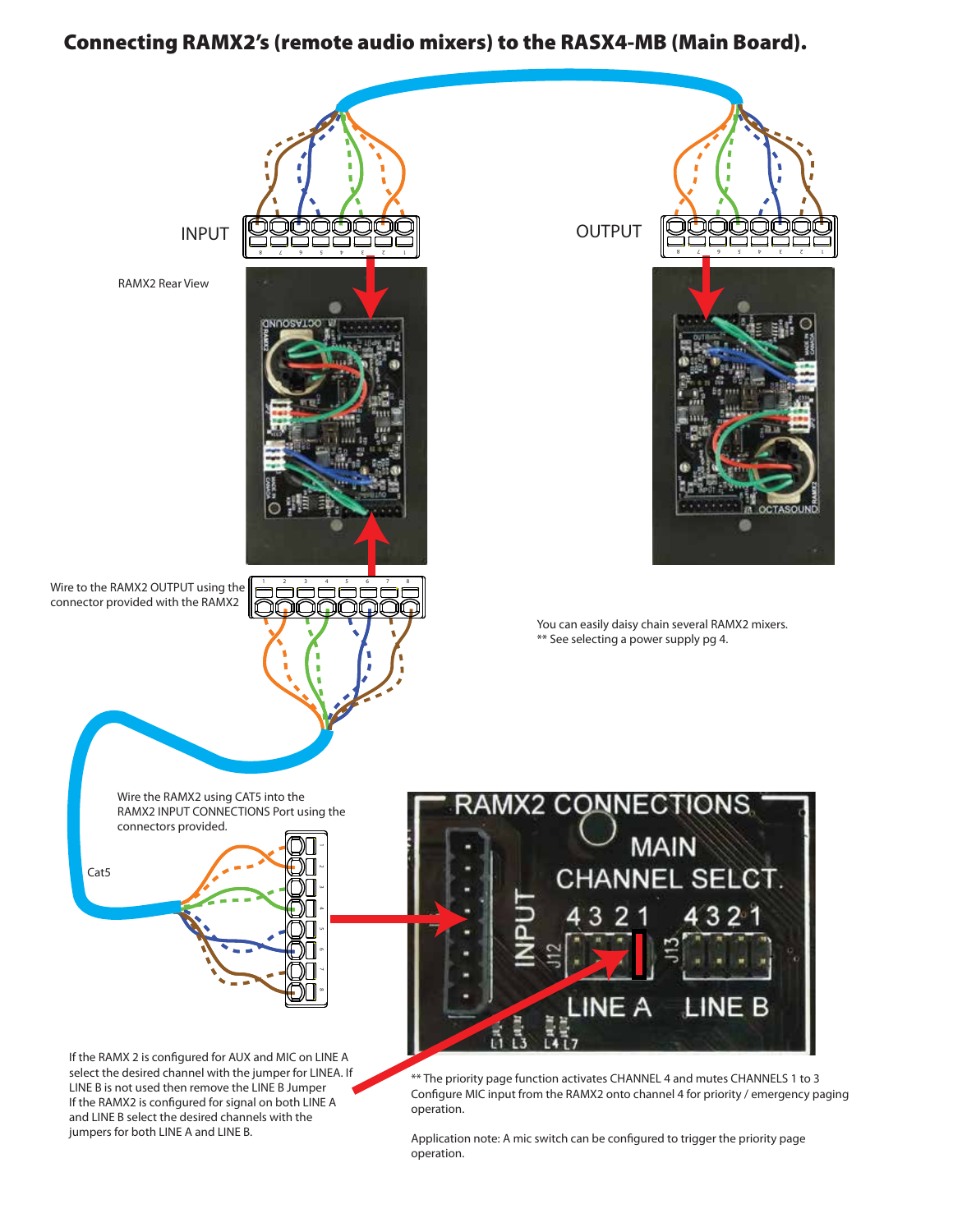## Connecting RAMX2's (remote audio mixers) to the RASX4-MB (Main Board).

INPUT

OUTPUT

RAMX2 Rear View

Wire to the RAMX2 OUTPUT using the connector provided with the RAMX2

You can easily daisy chain several RAMX2 mixers.
** See selecting a power supply pg 4.

Wire the RAMX2 using CAT5 into the RAMX2 INPUT CONNECTIONS Port using the connectors provided.

Cat5

RAMX2 CONNECTIONS

MAIN CHANNEL SELCT.

INPUT J12 4 3 2 1 LINE A

J13 4 3 2 1 LINE B

If the RAMX 2 is configured for AUX and MIC on LINE A select the desired channel with the jumper for LINEA. If LINE B is not used then remove the LINE B Jumper
If the RAMX2 is configured for signal on both LINE A and LINE B select the desired channels with the jumpers for both LINE A and LINE B.

** The priority page function activates CHANNEL 4 and mutes CHANNELS 1 to 3
Configure MIC input from the RAMX2 onto channel 4 for priority / emergency paging operation.

Application note: A mic switch can be configured to trigger the priority page operation.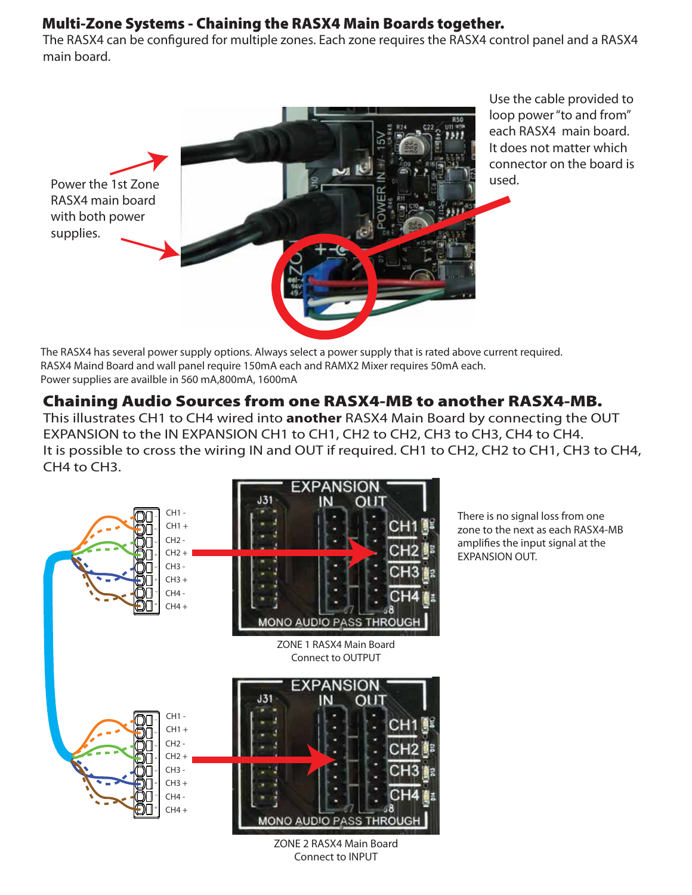## Multi-Zone Systems - Chaining the RASX4 Main Boards together.

The RASX4 can be configured for multiple zones. Each zone requires the RASX4 control panel and a RASX4 main board.

Power the 1st Zone RASX4 main board with both power supplies.

Use the cable provided to loop power "to and from" each RASX4 main board. It does not matter which connector on the board is used.

The RASX4 has several power supply options. Always select a power supply that is rated above current required.
RASX4 Maind Board and wall panel require 150mA each and RAMX2 Mixer requires 50mA each.
Power supplies are availble in 560 mA,800mA, 1600mA

## Chaining Audio Sources from one RASX4-MB to another RASX4-MB.

This illustrates CH1 to CH4 wired into **another** RASX4 Main Board by connecting the OUT EXPANSION to the IN EXPANSION CH1 to CH1, CH2 to CH2, CH3 to CH3, CH4 to CH4.
It is possible to cross the wiring IN and OUT if required. CH1 to CH2, CH2 to CH1, CH3 to CH4, CH4 to CH3.

There is no signal loss from one zone to the next as each RASX4-MB amplifies the input signal at the EXPANSION OUT.

ZONE 1 RASX4 Main Board
Connect to OUTPUT

ZONE 2 RASX4 Main Board
Connect to INPUT